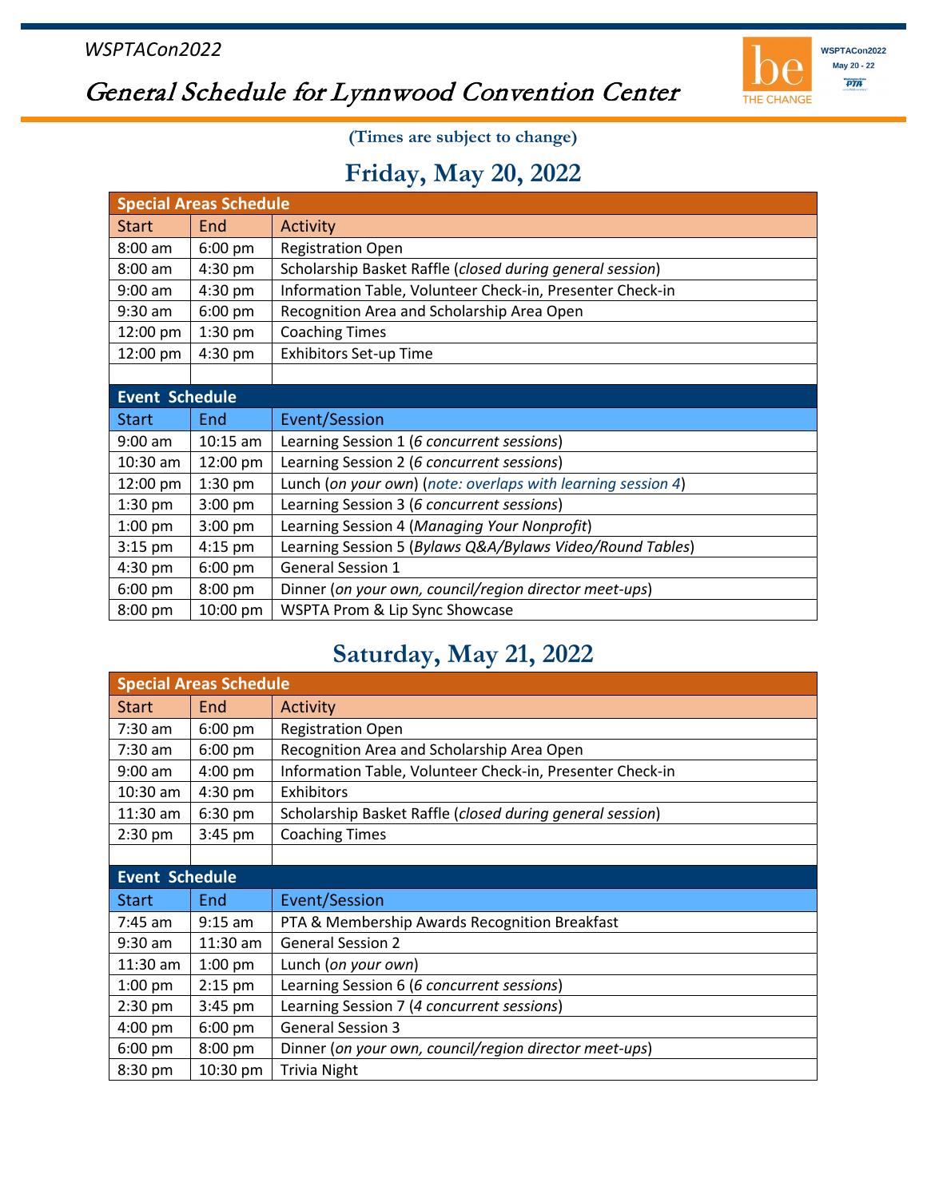*WSPTACon2022*

# General Schedule for Lynnwood Convention Center

**(Times are subject to change)**

## Friday, May 20, 2022

| Special Areas Schedule | | |
|---|---|---|
| Start | End | Activity |
| 8:00 am | 6:00 pm | Registration Open |
| 8:00 am | 4:30 pm | Scholarship Basket Raffle (*closed during general session*) |
| 9:00 am | 4:30 pm | Information Table, Volunteer Check-in, Presenter Check-in |
| 9:30 am | 6:00 pm | Recognition Area and Scholarship Area Open |
| 12:00 pm | 1:30 pm | Coaching Times |
| 12:00 pm | 4:30 pm | Exhibitors Set-up Time |

| Event Schedule | | |
|---|---|---|
| Start | End | Event/Session |
| 9:00 am | 10:15 am | Learning Session 1 (*6 concurrent sessions*) |
| 10:30 am | 12:00 pm | Learning Session 2 (*6 concurrent sessions*) |
| 12:00 pm | 1:30 pm | Lunch (*on your own*) (*note: overlaps with learning session 4*) |
| 1:30 pm | 3:00 pm | Learning Session 3 (*6 concurrent sessions*) |
| 1:00 pm | 3:00 pm | Learning Session 4 (*Managing Your Nonprofit*) |
| 3:15 pm | 4:15 pm | Learning Session 5 (*Bylaws Q&A/Bylaws Video/Round Tables*) |
| 4:30 pm | 6:00 pm | General Session 1 |
| 6:00 pm | 8:00 pm | Dinner (*on your own, council/region director meet-ups*) |
| 8:00 pm | 10:00 pm | WSPTA Prom & Lip Sync Showcase |

## Saturday, May 21, 2022

| Special Areas Schedule | | |
|---|---|---|
| Start | End | Activity |
| 7:30 am | 6:00 pm | Registration Open |
| 7:30 am | 6:00 pm | Recognition Area and Scholarship Area Open |
| 9:00 am | 4:00 pm | Information Table, Volunteer Check-in, Presenter Check-in |
| 10:30 am | 4:30 pm | Exhibitors |
| 11:30 am | 6:30 pm | Scholarship Basket Raffle (*closed during general session*) |
| 2:30 pm | 3:45 pm | Coaching Times |

| Event Schedule | | |
|---|---|---|
| Start | End | Event/Session |
| 7:45 am | 9:15 am | PTA & Membership Awards Recognition Breakfast |
| 9:30 am | 11:30 am | General Session 2 |
| 11:30 am | 1:00 pm | Lunch (*on your own*) |
| 1:00 pm | 2:15 pm | Learning Session 6 (*6 concurrent sessions*) |
| 2:30 pm | 3:45 pm | Learning Session 7 (*4 concurrent sessions*) |
| 4:00 pm | 6:00 pm | General Session 3 |
| 6:00 pm | 8:00 pm | Dinner (*on your own, council/region director meet-ups*) |
| 8:30 pm | 10:30 pm | Trivia Night |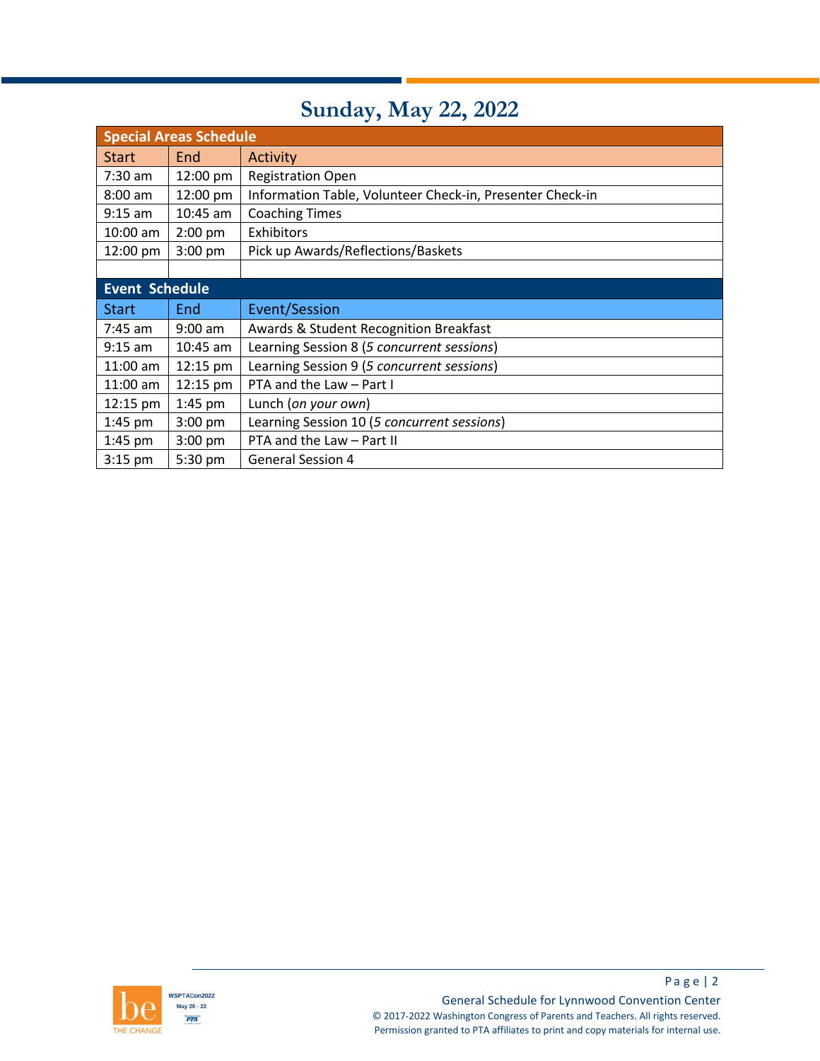# Sunday, May 22, 2022

| Special Areas Schedule | | |
|---|---|---|
| Start | End | Activity |
| 7:30 am | 12:00 pm | Registration Open |
| 8:00 am | 12:00 pm | Information Table, Volunteer Check-in, Presenter Check-in |
| 9:15 am | 10:45 am | Coaching Times |
| 10:00 am | 2:00 pm | Exhibitors |
| 12:00 pm | 3:00 pm | Pick up Awards/Reflections/Baskets |

| Event Schedule | | |
|---|---|---|
| Start | End | Event/Session |
| 7:45 am | 9:00 am | Awards & Student Recognition Breakfast |
| 9:15 am | 10:45 am | Learning Session 8 (*5 concurrent sessions*) |
| 11:00 am | 12:15 pm | Learning Session 9 (*5 concurrent sessions*) |
| 11:00 am | 12:15 pm | PTA and the Law – Part I |
| 12:15 pm | 1:45 pm | Lunch (*on your own*) |
| 1:45 pm | 3:00 pm | Learning Session 10 (*5 concurrent sessions*) |
| 1:45 pm | 3:00 pm | PTA and the Law – Part II |
| 3:15 pm | 5:30 pm | General Session 4 |

General Schedule for Lynnwood Convention Center
© 2017-2022 Washington Congress of Parents and Teachers. All rights reserved.
Permission granted to PTA affiliates to print and copy materials for internal use.